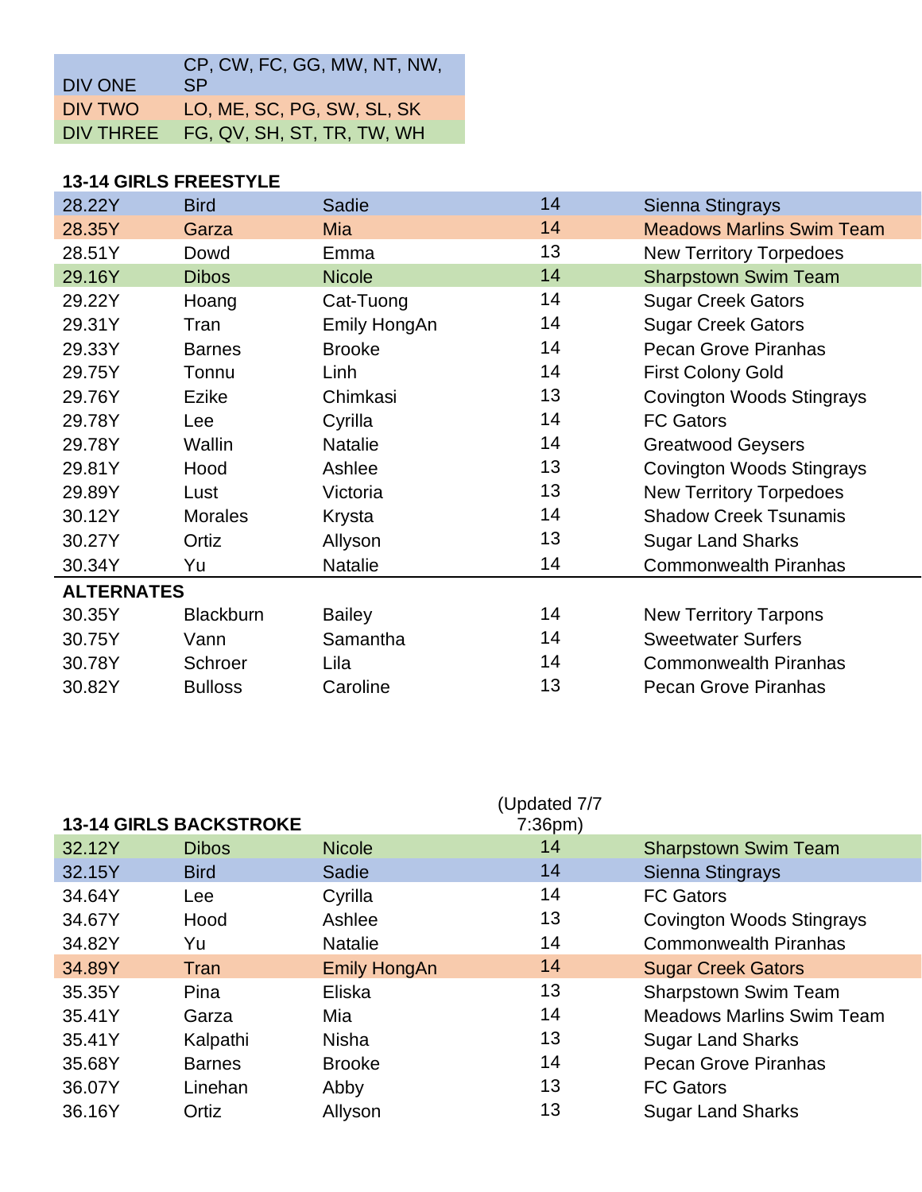| DIV ONE | CP, CW, FC, GG, MW, NT, NW, SP |
|---|---|
| DIV TWO | LO, ME, SC, PG, SW, SL, SK |
| DIV THREE | FG, QV, SH, ST, TR, TW, WH |

## 13-14 GIRLS FREESTYLE

| Time | Last Name | First Name | Age | Team |
|---|---|---|---|---|
| 28.22Y | Bird | Sadie | 14 | Sienna Stingrays |
| 28.35Y | Garza | Mia | 14 | Meadows Marlins Swim Team |
| 28.51Y | Dowd | Emma | 13 | New Territory Torpedoes |
| 29.16Y | Dibos | Nicole | 14 | Sharpstown Swim Team |
| 29.22Y | Hoang | Cat-Tuong | 14 | Sugar Creek Gators |
| 29.31Y | Tran | Emily HongAn | 14 | Sugar Creek Gators |
| 29.33Y | Barnes | Brooke | 14 | Pecan Grove Piranhas |
| 29.75Y | Tonnu | Linh | 14 | First Colony Gold |
| 29.76Y | Ezike | Chimkasi | 13 | Covington Woods Stingrays |
| 29.78Y | Lee | Cyrilla | 14 | FC Gators |
| 29.78Y | Wallin | Natalie | 14 | Greatwood Geysers |
| 29.81Y | Hood | Ashlee | 13 | Covington Woods Stingrays |
| 29.89Y | Lust | Victoria | 13 | New Territory Torpedoes |
| 30.12Y | Morales | Krysta | 14 | Shadow Creek Tsunamis |
| 30.27Y | Ortiz | Allyson | 13 | Sugar Land Sharks |
| 30.34Y | Yu | Natalie | 14 | Commonwealth Piranhas |

**ALTERNATES**

| Time | Last Name | First Name | Age | Team |
|---|---|---|---|---|
| 30.35Y | Blackburn | Bailey | 14 | New Territory Tarpons |
| 30.75Y | Vann | Samantha | 14 | Sweetwater Surfers |
| 30.78Y | Schroer | Lila | 14 | Commonwealth Piranhas |
| 30.82Y | Bulloss | Caroline | 13 | Pecan Grove Piranhas |

## 13-14 GIRLS BACKSTROKE

(Updated 7/7 7:36pm)

| Time | Last Name | First Name | Age | Team |
|---|---|---|---|---|
| 32.12Y | Dibos | Nicole | 14 | Sharpstown Swim Team |
| 32.15Y | Bird | Sadie | 14 | Sienna Stingrays |
| 34.64Y | Lee | Cyrilla | 14 | FC Gators |
| 34.67Y | Hood | Ashlee | 13 | Covington Woods Stingrays |
| 34.82Y | Yu | Natalie | 14 | Commonwealth Piranhas |
| 34.89Y | Tran | Emily HongAn | 14 | Sugar Creek Gators |
| 35.35Y | Pina | Eliska | 13 | Sharpstown Swim Team |
| 35.41Y | Garza | Mia | 14 | Meadows Marlins Swim Team |
| 35.41Y | Kalpathi | Nisha | 13 | Sugar Land Sharks |
| 35.68Y | Barnes | Brooke | 14 | Pecan Grove Piranhas |
| 36.07Y | Linehan | Abby | 13 | FC Gators |
| 36.16Y | Ortiz | Allyson | 13 | Sugar Land Sharks |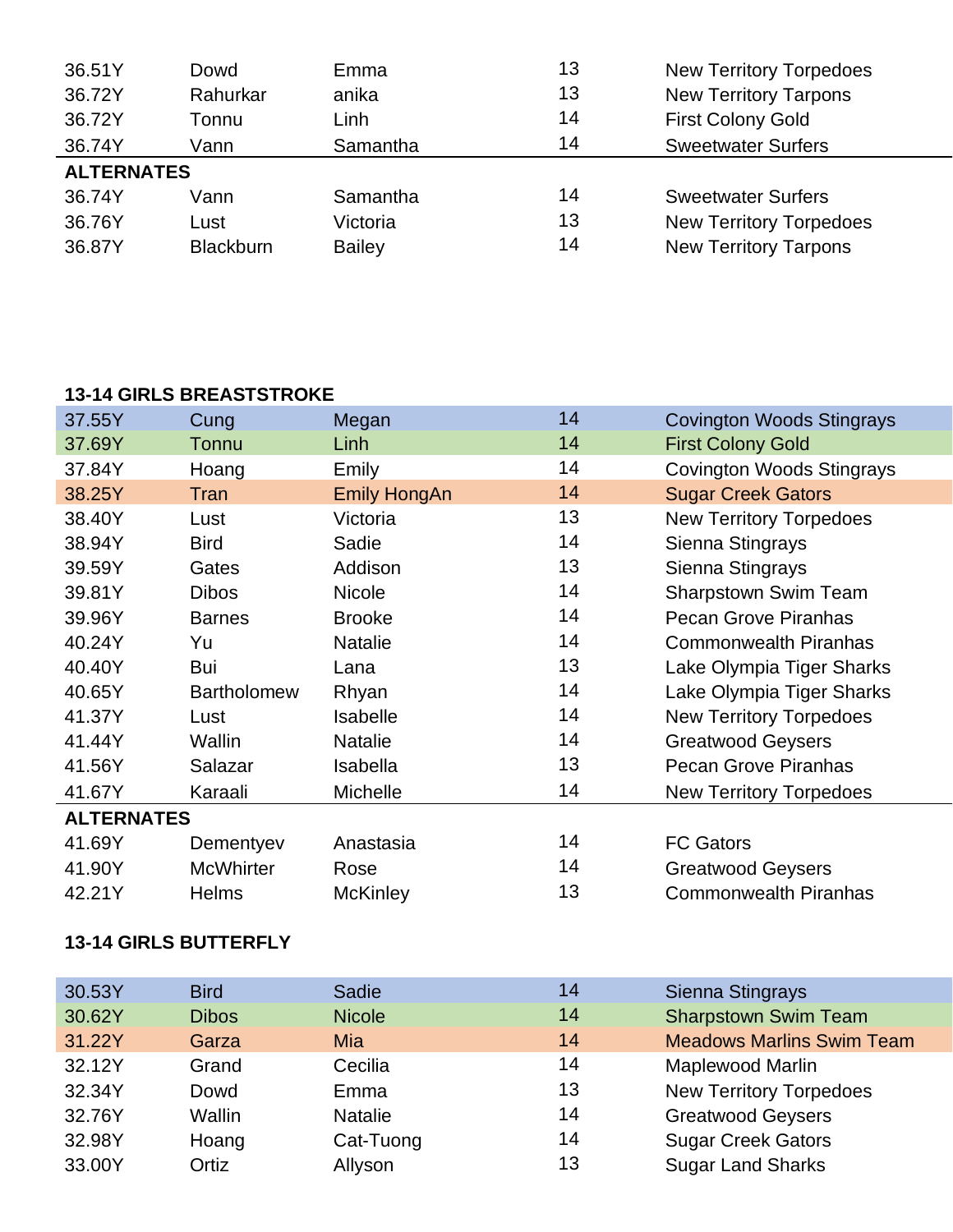| | | | | |
|---|---|---|---|---|
| 36.51Y | Dowd | Emma | 13 | New Territory Torpedoes |
| 36.72Y | Rahurkar | anika | 13 | New Territory Tarpons |
| 36.72Y | Tonnu | Linh | 14 | First Colony Gold |
| 36.74Y | Vann | Samantha | 14 | Sweetwater Surfers |

**ALTERNATES**

| | | | | |
|---|---|---|---|---|
| 36.74Y | Vann | Samantha | 14 | Sweetwater Surfers |
| 36.76Y | Lust | Victoria | 13 | New Territory Torpedoes |
| 36.87Y | Blackburn | Bailey | 14 | New Territory Tarpons |

## 13-14 GIRLS BREASTSTROKE

| | | | | |
|---|---|---|---|---|
| 37.55Y | Cung | Megan | 14 | Covington Woods Stingrays |
| 37.69Y | Tonnu | Linh | 14 | First Colony Gold |
| 37.84Y | Hoang | Emily | 14 | Covington Woods Stingrays |
| 38.25Y | Tran | Emily HongAn | 14 | Sugar Creek Gators |
| 38.40Y | Lust | Victoria | 13 | New Territory Torpedoes |
| 38.94Y | Bird | Sadie | 14 | Sienna Stingrays |
| 39.59Y | Gates | Addison | 13 | Sienna Stingrays |
| 39.81Y | Dibos | Nicole | 14 | Sharpstown Swim Team |
| 39.96Y | Barnes | Brooke | 14 | Pecan Grove Piranhas |
| 40.24Y | Yu | Natalie | 14 | Commonwealth Piranhas |
| 40.40Y | Bui | Lana | 13 | Lake Olympia Tiger Sharks |
| 40.65Y | Bartholomew | Rhyan | 14 | Lake Olympia Tiger Sharks |
| 41.37Y | Lust | Isabelle | 14 | New Territory Torpedoes |
| 41.44Y | Wallin | Natalie | 14 | Greatwood Geysers |
| 41.56Y | Salazar | Isabella | 13 | Pecan Grove Piranhas |
| 41.67Y | Karaali | Michelle | 14 | New Territory Torpedoes |

**ALTERNATES**

| | | | | |
|---|---|---|---|---|
| 41.69Y | Dementyev | Anastasia | 14 | FC Gators |
| 41.90Y | McWhirter | Rose | 14 | Greatwood Geysers |
| 42.21Y | Helms | McKinley | 13 | Commonwealth Piranhas |

## 13-14 GIRLS BUTTERFLY

| | | | | |
|---|---|---|---|---|
| 30.53Y | Bird | Sadie | 14 | Sienna Stingrays |
| 30.62Y | Dibos | Nicole | 14 | Sharpstown Swim Team |
| 31.22Y | Garza | Mia | 14 | Meadows Marlins Swim Team |
| 32.12Y | Grand | Cecilia | 14 | Maplewood Marlin |
| 32.34Y | Dowd | Emma | 13 | New Territory Torpedoes |
| 32.76Y | Wallin | Natalie | 14 | Greatwood Geysers |
| 32.98Y | Hoang | Cat-Tuong | 14 | Sugar Creek Gators |
| 33.00Y | Ortiz | Allyson | 13 | Sugar Land Sharks |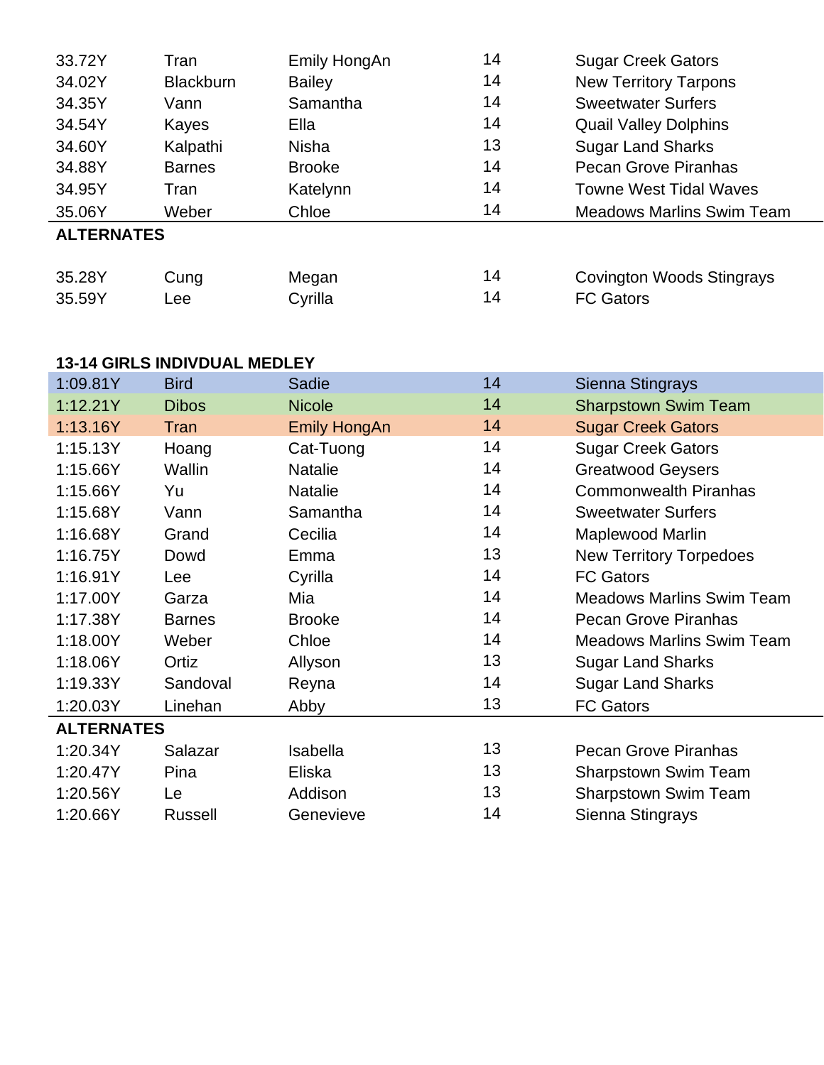| | | | | |
|---|---|---|---|---|
| 33.72Y | Tran | Emily HongAn | 14 | Sugar Creek Gators |
| 34.02Y | Blackburn | Bailey | 14 | New Territory Tarpons |
| 34.35Y | Vann | Samantha | 14 | Sweetwater Surfers |
| 34.54Y | Kayes | Ella | 14 | Quail Valley Dolphins |
| 34.60Y | Kalpathi | Nisha | 13 | Sugar Land Sharks |
| 34.88Y | Barnes | Brooke | 14 | Pecan Grove Piranhas |
| 34.95Y | Tran | Katelynn | 14 | Towne West Tidal Waves |
| 35.06Y | Weber | Chloe | 14 | Meadows Marlins Swim Team |

**ALTERNATES**

| | | | | |
|---|---|---|---|---|
| 35.28Y | Cung | Megan | 14 | Covington Woods Stingrays |
| 35.59Y | Lee | Cyrilla | 14 | FC Gators |

**13-14 GIRLS INDIVDUAL MEDLEY**

| | | | | |
|---|---|---|---|---|
| 1:09.81Y | Bird | Sadie | 14 | Sienna Stingrays |
| 1:12.21Y | Dibos | Nicole | 14 | Sharpstown Swim Team |
| 1:13.16Y | Tran | Emily HongAn | 14 | Sugar Creek Gators |
| 1:15.13Y | Hoang | Cat-Tuong | 14 | Sugar Creek Gators |
| 1:15.66Y | Wallin | Natalie | 14 | Greatwood Geysers |
| 1:15.66Y | Yu | Natalie | 14 | Commonwealth Piranhas |
| 1:15.68Y | Vann | Samantha | 14 | Sweetwater Surfers |
| 1:16.68Y | Grand | Cecilia | 14 | Maplewood Marlin |
| 1:16.75Y | Dowd | Emma | 13 | New Territory Torpedoes |
| 1:16.91Y | Lee | Cyrilla | 14 | FC Gators |
| 1:17.00Y | Garza | Mia | 14 | Meadows Marlins Swim Team |
| 1:17.38Y | Barnes | Brooke | 14 | Pecan Grove Piranhas |
| 1:18.00Y | Weber | Chloe | 14 | Meadows Marlins Swim Team |
| 1:18.06Y | Ortiz | Allyson | 13 | Sugar Land Sharks |
| 1:19.33Y | Sandoval | Reyna | 14 | Sugar Land Sharks |
| 1:20.03Y | Linehan | Abby | 13 | FC Gators |

**ALTERNATES**

| | | | | |
|---|---|---|---|---|
| 1:20.34Y | Salazar | Isabella | 13 | Pecan Grove Piranhas |
| 1:20.47Y | Pina | Eliska | 13 | Sharpstown Swim Team |
| 1:20.56Y | Le | Addison | 13 | Sharpstown Swim Team |
| 1:20.66Y | Russell | Genevieve | 14 | Sienna Stingrays |